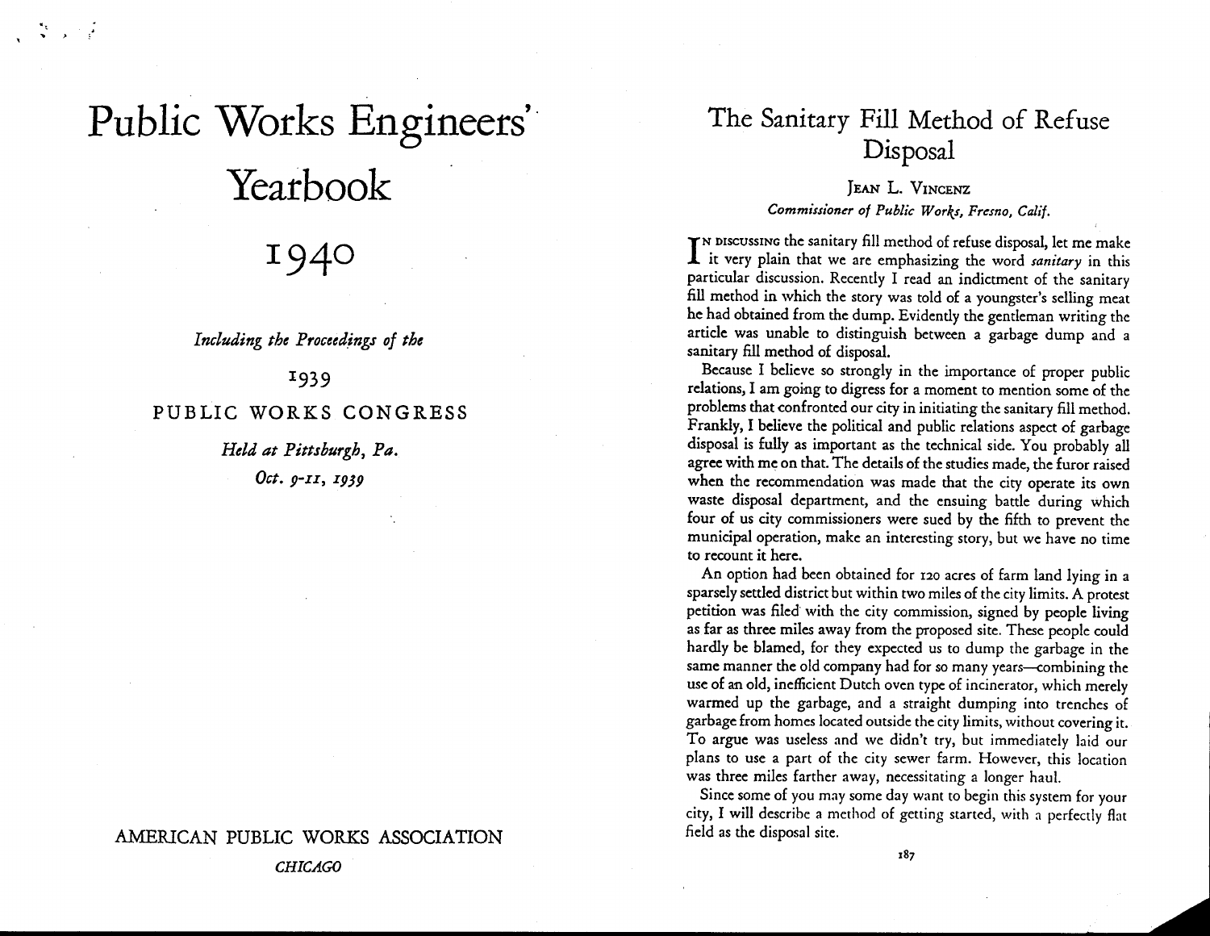# Public Works Engineers' Yearbook

# 1940

*Including the Proceedings of the*

1939

PUBLIC WORKS CONGRESS

*Held at Pittsburgh, Pa.*

*Oct. 9-11, 1939*

AMERICAN PUBLIC WORKS ASSOCIATION

*CHICAGO*

## The Sanitary Fill Method of Refuse Disposal

JEAN L. VINCENZ

*Commissioner of Public Works, Fresno, Calif.*

IN DISCUSSING the sanitary fill method of refuse disposal, let me make it very plain that we are emphasizing the word *sanitary* in this particular discussion. Recently I read an indictment of the sanitary fill method in which the story was told of a youngster's selling meat he had obtained from the dump. Evidently the gentleman writing the article was unable to distinguish between a garbage dump and a sanitary fill method of disposal.

Because I believe so strongly in the importance of proper public relations, I am going to digress for a moment to mention some of the problems that confronted our city in initiating the sanitary fill method. Frankly, I believe the political and public relations aspect of garbage disposal is fully as important as the technical side. You probably all agree with me on that. The details of the studies made, the furor raised when the recommendation was made that the city operate its own waste disposal department, and the ensuing battle during which four of us city commissioners were sued by the fifth to prevent the municipal operation, make an interesting story, but we have no time to recount it here.

An option had been obtained for 120 acres of farm land lying in a sparsely settled district but within two miles of the city limits. A protest petition was filed with the city commission, signed by people living as far as three miles away from the proposed site. These people could hardly be blamed, for they expected us to dump the garbage in the same manner the old company had for so many years—combining the use of an old, inefficient Dutch oven type of incinerator, which merely warmed up the garbage, and a straight dumping into trenches of garbage from homes located outside the city limits, without covering it. To argue was useless and we didn't try, but immediately laid our plans to use a part of the city sewer farm. However, this location was three miles farther away, necessitating a longer haul.

Since some of you may some day want to begin this system for your city, I will describe a method of getting started, with a perfectly flat field as the disposal site.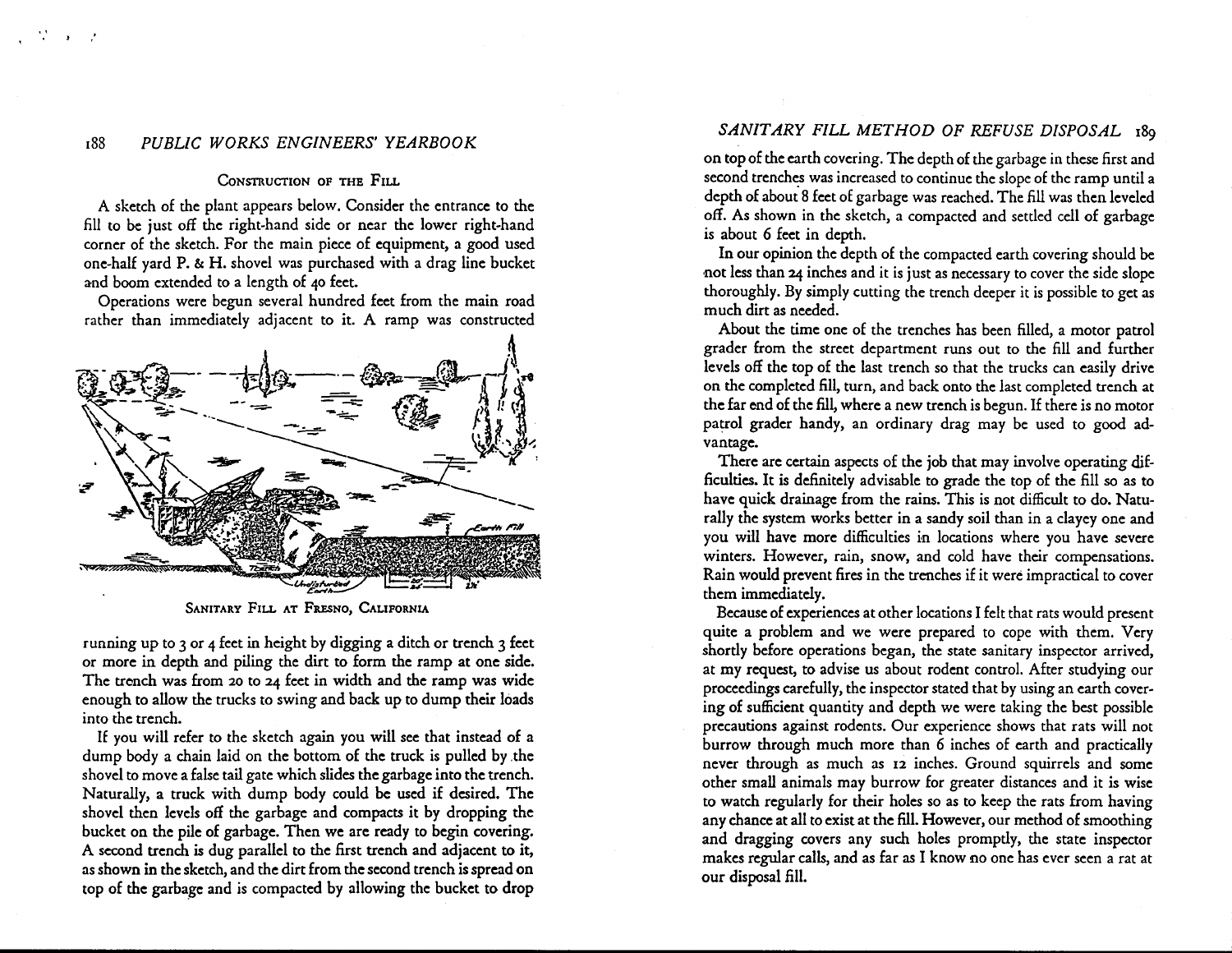### Construction of the Fill

A sketch of the plant appears below. Consider the entrance to the fill to be just off the right-hand side or near the lower right-hand corner of the sketch. For the main piece of equipment, a good used one-half yard P. & H. shovel was purchased with a drag line bucket and boom extended to a length of 40 feet.

Operations were begun several hundred feet from the main road rather than immediately adjacent to it. A ramp was constructed running up to 3 or 4 feet in height by digging a ditch or trench 3 feet or more in depth and piling the dirt to form the ramp at one side. The trench was from 20 to 24 feet in width and the ramp was wide enough to allow the trucks to swing and back up to dump their loads into the trench.

Sanitary Fill at Fresno, California

If you will refer to the sketch again you will see that instead of a dump body a chain laid on the bottom of the truck is pulled by the shovel to move a false tail gate which slides the garbage into the trench. Naturally, a truck with dump body could be used if desired. The shovel then levels off the garbage and compacts it by dropping the bucket on the pile of garbage. Then we are ready to begin covering. A second trench is dug parallel to the first trench and adjacent to it, as shown in the sketch, and the dirt from the second trench is spread on top of the garbage and is compacted by allowing the bucket to drop on top of the earth covering. The depth of the garbage in these first and second trenches was increased to continue the slope of the ramp until a depth of about 8 feet of garbage was reached. The fill was then leveled off. As shown in the sketch, a compacted and settled cell of garbage is about 6 feet in depth.

In our opinion the depth of the compacted earth covering should be not less than 24 inches and it is just as necessary to cover the side slope thoroughly. By simply cutting the trench deeper it is possible to get as much dirt as needed.

About the time one of the trenches has been filled, a motor patrol grader from the street department runs out to the fill and further levels off the top of the last trench so that the trucks can easily drive on the completed fill, turn, and back onto the last completed trench at the far end of the fill, where a new trench is begun. If there is no motor patrol grader handy, an ordinary drag may be used to good advantage.

There are certain aspects of the job that may involve operating difficulties. It is definitely advisable to grade the top of the fill so as to have quick drainage from the rains. This is not difficult to do. Naturally the system works better in a sandy soil than in a clayey one and you will have more difficulties in locations where you have severe winters. However, rain, snow, and cold have their compensations. Rain would prevent fires in the trenches if it were impractical to cover them immediately.

Because of experiences at other locations I felt that rats would present quite a problem and we were prepared to cope with them. Very shortly before operations began, the state sanitary inspector arrived, at my request, to advise us about rodent control. After studying our proceedings carefully, the inspector stated that by using an earth covering of sufficient quantity and depth we were taking the best possible precautions against rodents. Our experience shows that rats will not burrow through much more than 6 inches of earth and practically never through as much as 12 inches. Ground squirrels and some other small animals may burrow for greater distances and it is wise to watch regularly for their holes so as to keep the rats from having any chance at all to exist at the fill. However, our method of smoothing and dragging covers any such holes promptly, the state inspector makes regular calls, and as far as I know no one has ever seen a rat at our disposal fill.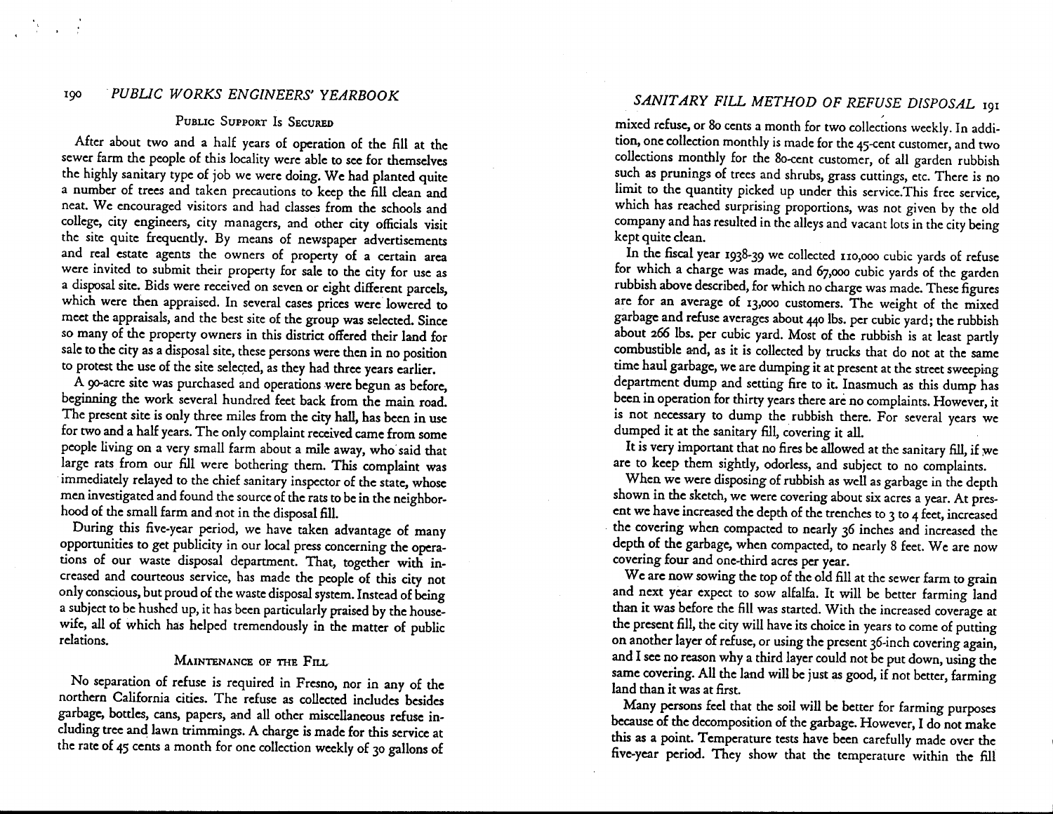## Public Support Is Secured

After about two and a half years of operation of the fill at the sewer farm the people of this locality were able to see for themselves the highly sanitary type of job we were doing. We had planted quite a number of trees and taken precautions to keep the fill clean and neat. We encouraged visitors and had classes from the schools and college, city engineers, city managers, and other city officials visit the site quite frequently. By means of newspaper advertisements and real estate agents the owners of property of a certain area were invited to submit their property for sale to the city for use as a disposal site. Bids were received on seven or eight different parcels, which were then appraised. In several cases prices were lowered to meet the appraisals, and the best site of the group was selected. Since so many of the property owners in this district offered their land for sale to the city as a disposal site, these persons were then in no position to protest the use of the site selected, as they had three years earlier.

A 90-acre site was purchased and operations were begun as before, beginning the work several hundred feet back from the main road. The present site is only three miles from the city hall, has been in use for two and a half years. The only complaint received came from some people living on a very small farm about a mile away, who said that large rats from our fill were bothering them. This complaint was immediately relayed to the chief sanitary inspector of the state, whose men investigated and found the source of the rats to be in the neighborhood of the small farm and not in the disposal fill.

During this five-year period, we have taken advantage of many opportunities to get publicity in our local press concerning the operations of our waste disposal department. That, together with increased and courteous service, has made the people of this city not only conscious, but proud of the waste disposal system. Instead of being a subject to be hushed up, it has been particularly praised by the housewife, all of which has helped tremendously in the matter of public relations.

## Maintenance of the Fill

No separation of refuse is required in Fresno, nor in any of the northern California cities. The refuse as collected includes besides garbage, bottles, cans, papers, and all other miscellaneous refuse including tree and lawn trimmings. A charge is made for this service at the rate of 45 cents a month for one collection weekly of 30 gallons of mixed refuse, or 80 cents a month for two collections weekly. In addition, one collection monthly is made for the 45-cent customer, and two collections monthly for the 80-cent customer, of all garden rubbish such as prunings of trees and shrubs, grass cuttings, etc. There is no limit to the quantity picked up under this service. This free service, which has reached surprising proportions, was not given by the old company and has resulted in the alleys and vacant lots in the city being kept quite clean.

In the fiscal year 1938-39 we collected 110,000 cubic yards of refuse for which a charge was made, and 67,000 cubic yards of the garden rubbish above described, for which no charge was made. These figures are for an average of 13,000 customers. The weight of the mixed garbage and refuse averages about 440 lbs. per cubic yard; the rubbish about 266 lbs. per cubic yard. Most of the rubbish is at least partly combustible and, as it is collected by trucks that do not at the same time haul garbage, we are dumping it at present at the street sweeping department dump and setting fire to it. Inasmuch as this dump has been in operation for thirty years there are no complaints. However, it is not necessary to dump the rubbish there. For several years we dumped it at the sanitary fill, covering it all.

It is very important that no fires be allowed at the sanitary fill, if we are to keep them sightly, odorless, and subject to no complaints.

When we were disposing of rubbish as well as garbage in the depth shown in the sketch, we were covering about six acres a year. At present we have increased the depth of the trenches to 3 to 4 feet, increased the covering when compacted to nearly 36 inches and increased the depth of the garbage, when compacted, to nearly 8 feet. We are now covering four and one-third acres per year.

We are now sowing the top of the old fill at the sewer farm to grain and next year expect to sow alfalfa. It will be better farming land than it was before the fill was started. With the increased coverage at the present fill, the city will have its choice in years to come of putting on another layer of refuse, or using the present 36-inch covering again, and I see no reason why a third layer could not be put down, using the same covering. All the land will be just as good, if not better, farming land than it was at first.

Many persons feel that the soil will be better for farming purposes because of the decomposition of the garbage. However, I do not make this as a point. Temperature tests have been carefully made over the five-year period. They show that the temperature within the fill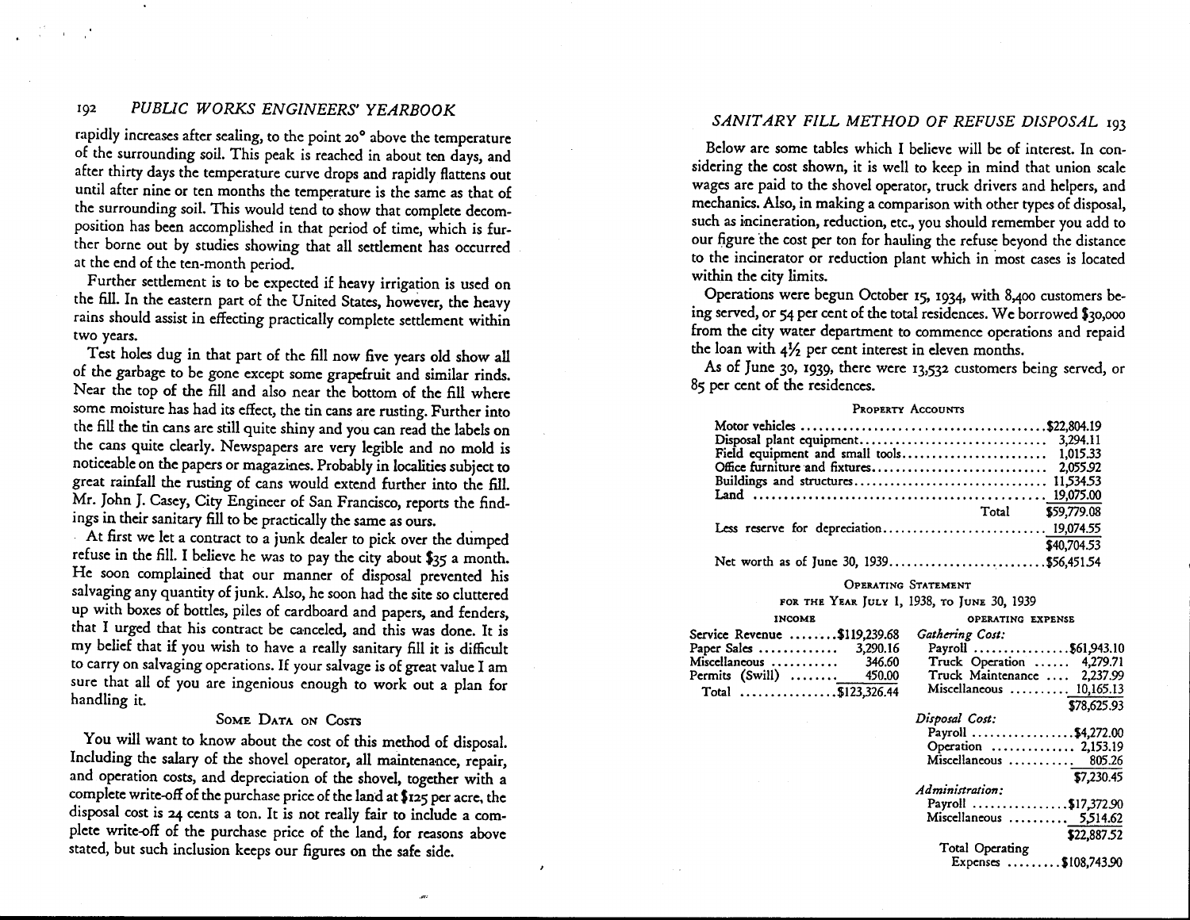rapidly increases after sealing, to the point 20° above the temperature of the surrounding soil. This peak is reached in about ten days, and after thirty days the temperature curve drops and rapidly flattens out until after nine or ten months the temperature is the same as that of the surrounding soil. This would tend to show that complete decomposition has been accomplished in that period of time, which is further borne out by studies showing that all settlement has occurred at the end of the ten-month period.

Further settlement is to be expected if heavy irrigation is used on the fill. In the eastern part of the United States, however, the heavy rains should assist in effecting practically complete settlement within two years.

Test holes dug in that part of the fill now five years old show all of the garbage to be gone except some grapefruit and similar rinds. Near the top of the fill and also near the bottom of the fill where some moisture has had its effect, the tin cans are rusting. Further into the fill the tin cans are still quite shiny and you can read the labels on the cans quite clearly. Newspapers are very legible and no mold is noticeable on the papers or magazines. Probably in localities subject to great rainfall the rusting of cans would extend further into the fill. Mr. John J. Casey, City Engineer of San Francisco, reports the findings in their sanitary fill to be practically the same as ours.

At first we let a contract to a junk dealer to pick over the dumped refuse in the fill. I believe he was to pay the city about $35 a month. He soon complained that our manner of disposal prevented his salvaging any quantity of junk. Also, he soon had the site so cluttered up with boxes of bottles, piles of cardboard and papers, and fenders, that I urged that his contract be canceled, and this was done. It is my belief that if you wish to have a really sanitary fill it is difficult to carry on salvaging operations. If your salvage is of great value I am sure that all of you are ingenious enough to work out a plan for handling it.

## Some Data on Costs

You will want to know about the cost of this method of disposal. Including the salary of the shovel operator, all maintenance, repair, and operation costs, and depreciation of the shovel, together with a complete write-off of the purchase price of the land at $125 per acre, the disposal cost is 24 cents a ton. It is not really fair to include a complete write-off of the purchase price of the land, for reasons above stated, but such inclusion keeps our figures on the safe side.

Below are some tables which I believe will be of interest. In considering the cost shown, it is well to keep in mind that union scale wages are paid to the shovel operator, truck drivers and helpers, and mechanics. Also, in making a comparison with other types of disposal, such as incineration, reduction, etc., you should remember you add to our figure the cost per ton for hauling the refuse beyond the distance to the incinerator or reduction plant which in most cases is located within the city limits.

Operations were begun October 15, 1934, with 8,400 customers being served, or 54 per cent of the total residences. We borrowed $30,000 from the city water department to commence operations and repaid the loan with 4½ per cent interest in eleven months.

As of June 30, 1939, there were 13,532 customers being served, or 85 per cent of the residences.

### Property Accounts

| Item | Amount |
|---|---|
| Motor vehicles | $22,804.19 |
| Disposal plant equipment | 3,294.11 |
| Field equipment and small tools | 1,015.33 |
| Office furniture and fixtures | 2,055.92 |
| Buildings and structures | 11,534.53 |
| Land | 19,075.00 |
| Total | $59,779.08 |
| Less reserve for depreciation | 19,074.55 |
| | $40,704.53 |
| Net worth as of June 30, 1939 | $56,451.54 |

### Operating Statement
#### for the Year July 1, 1938, to June 30, 1939

| Income | |
|---|---|
| Service Revenue | $119,239.68 |
| Paper Sales | 3,290.16 |
| Miscellaneous | 346.60 |
| Permits (Swill) | 450.00 |
| Total | $123,326.44 |

| Operating Expense | | |
|---|---|---|
| *Gathering Cost:* | | |
| Payroll | $61,943.10 | |
| Truck Operation | 4,279.71 | |
| Truck Maintenance | 2,237.99 | |
| Miscellaneous | 10,165.13 | |
| | | $78,625.93 |
| *Disposal Cost:* | | |
| Payroll | $4,272.00 | |
| Operation | 2,153.19 | |
| Miscellaneous | 805.26 | |
| | | $7,230.45 |
| *Administration:* | | |
| Payroll | $17,372.90 | |
| Miscellaneous | 5,514.62 | |
| | | $22,887.52 |
| Total Operating Expenses | | $108,743.90 |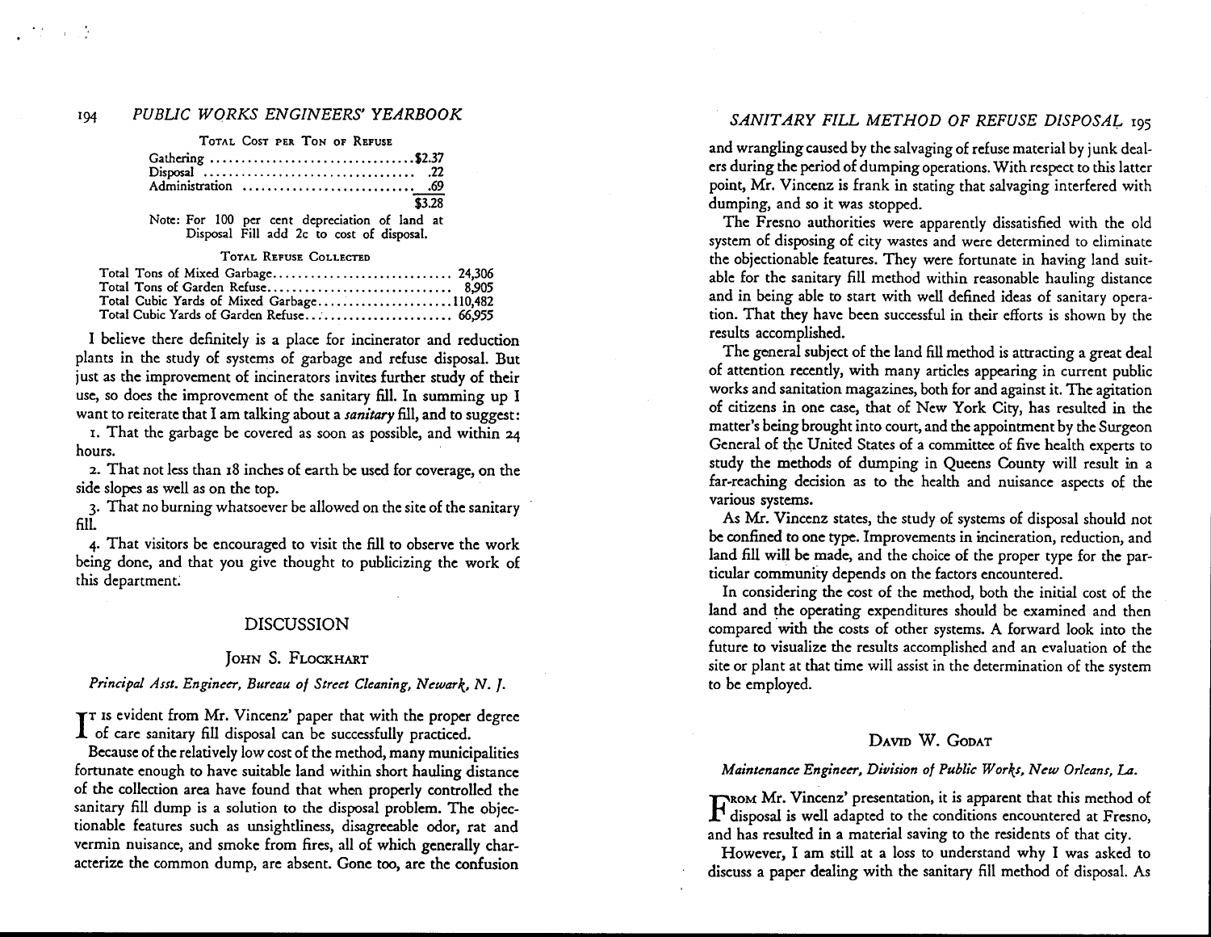**TOTAL COST PER TON OF REFUSE**

| | |
|---|---|
| Gathering | $2.37 |
| Disposal | .22 |
| Administration | .69 |
| | $3.28 |

Note: For 100 per cent depreciation of land at Disposal Fill add 2c to cost of disposal.

**TOTAL REFUSE COLLECTED**

| | |
|---|---|
| Total Tons of Mixed Garbage | 24,306 |
| Total Tons of Garden Refuse | 8,905 |
| Total Cubic Yards of Mixed Garbage | 110,482 |
| Total Cubic Yards of Garden Refuse | 66,955 |

I believe there definitely is a place for incinerator and reduction plants in the study of systems of garbage and refuse disposal. But just as the improvement of incinerators invites further study of their use, so does the improvement of the sanitary fill. In summing up I want to reiterate that I am talking about a *sanitary* fill, and to suggest:

1. That the garbage be covered as soon as possible, and within 24 hours.

2. That not less than 18 inches of earth be used for coverage, on the side slopes as well as on the top.

3. That no burning whatsoever be allowed on the site of the sanitary fill.

4. That visitors be encouraged to visit the fill to observe the work being done, and that you give thought to publicizing the work of this department.

## DISCUSSION

### JOHN S. FLOCKHART

*Principal Asst. Engineer, Bureau of Street Cleaning, Newark, N. J.*

It is evident from Mr. Vincenz' paper that with the proper degree of care sanitary fill disposal can be successfully practiced.

Because of the relatively low cost of the method, many municipalities fortunate enough to have suitable land within short hauling distance of the collection area have found that when properly controlled the sanitary fill dump is a solution to the disposal problem. The objectionable features such as unsightliness, disagreeable odor, rat and vermin nuisance, and smoke from fires, all of which generally characterize the common dump, are absent. Gone too, are the confusion and wrangling caused by the salvaging of refuse material by junk dealers during the period of dumping operations. With respect to this latter point, Mr. Vincenz is frank in stating that salvaging interfered with dumping, and so it was stopped.

The Fresno authorities were apparently dissatisfied with the old system of disposing of city wastes and were determined to eliminate the objectionable features. They were fortunate in having land suitable for the sanitary fill method within reasonable hauling distance and in being able to start with well defined ideas of sanitary operation. That they have been successful in their efforts is shown by the results accomplished.

The general subject of the land fill method is attracting a great deal of attention recently, with many articles appearing in current public works and sanitation magazines, both for and against it. The agitation of citizens in one case, that of New York City, has resulted in the matter's being brought into court, and the appointment by the Surgeon General of the United States of a committee of five health experts to study the methods of dumping in Queens County will result in a far-reaching decision as to the health and nuisance aspects of the various systems.

As Mr. Vincenz states, the study of systems of disposal should not be confined to one type. Improvements in incineration, reduction, and land fill will be made, and the choice of the proper type for the particular community depends on the factors encountered.

In considering the cost of the method, both the initial cost of the land and the operating expenditures should be examined and then compared with the costs of other systems. A forward look into the future to visualize the results accomplished and an evaluation of the site or plant at that time will assist in the determination of the system to be employed.

### DAVID W. GODAT

*Maintenance Engineer, Division of Public Works, New Orleans, La.*

From Mr. Vincenz' presentation, it is apparent that this method of disposal is well adapted to the conditions encountered at Fresno, and has resulted in a material saving to the residents of that city.

However, I am still at a loss to understand why I was asked to discuss a paper dealing with the sanitary fill method of disposal. As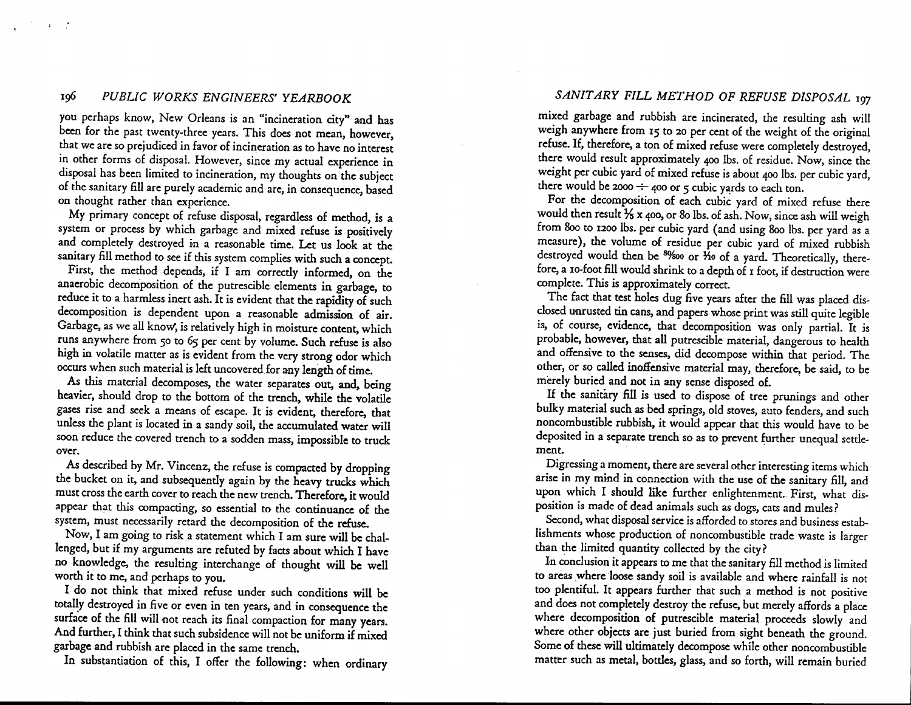you perhaps know, New Orleans is an "incineration city" and has been for the past twenty-three years. This does not mean, however, that we are so prejudiced in favor of incineration as to have no interest in other forms of disposal. However, since my actual experience in disposal has been limited to incineration, my thoughts on the subject of the sanitary fill are purely academic and are, in consequence, based on thought rather than experience.

My primary concept of refuse disposal, regardless of method, is a system or process by which garbage and mixed refuse is positively and completely destroyed in a reasonable time. Let us look at the sanitary fill method to see if this system complies with such a concept.

First, the method depends, if I am correctly informed, on the anaerobic decomposition of the putrescible elements in garbage, to reduce it to a harmless inert ash. It is evident that the rapidity of such decomposition is dependent upon a reasonable admission of air. Garbage, as we all know, is relatively high in moisture content, which runs anywhere from 50 to 65 per cent by volume. Such refuse is also high in volatile matter as is evident from the very strong odor which occurs when such material is left uncovered for any length of time.

As this material decomposes, the water separates out, and, being heavier, should drop to the bottom of the trench, while the volatile gases rise and seek a means of escape. It is evident, therefore, that unless the plant is located in a sandy soil, the accumulated water will soon reduce the covered trench to a sodden mass, impossible to truck over.

As described by Mr. Vincenz, the refuse is compacted by dropping the bucket on it, and subsequently again by the heavy trucks which must cross the earth cover to reach the new trench. Therefore, it would appear that this compacting, so essential to the continuance of the system, must necessarily retard the decomposition of the refuse.

Now, I am going to risk a statement which I am sure will be challenged, but if my arguments are refuted by facts about which I have no knowledge, the resulting interchange of thought will be well worth it to me, and perhaps to you.

I do not think that mixed refuse under such conditions will be totally destroyed in five or even in ten years, and in consequence the surface of the fill will not reach its final compaction for many years. And further, I think that such subsidence will not be uniform if mixed garbage and rubbish are placed in the same trench.

In substantiation of this, I offer the following: when ordinary mixed garbage and rubbish are incinerated, the resulting ash will weigh anywhere from 15 to 20 per cent of the weight of the original refuse. If, therefore, a ton of mixed refuse were completely destroyed, there would result approximately 400 lbs. of residue. Now, since the weight per cubic yard of mixed refuse is about 400 lbs. per cubic yard, there would be $2000 \div 400$ or 5 cubic yards to each ton.

For the decomposition of each cubic yard of mixed refuse there would then result $\frac{1}{5} \times 400$, or 80 lbs. of ash. Now, since ash will weigh from 800 to 1200 lbs. per cubic yard (and using 800 lbs. per yard as a measure), the volume of residue per cubic yard of mixed rubbish destroyed would then be $\frac{80}{800}$ or $\frac{1}{10}$ of a yard. Theoretically, therefore, a 10-foot fill would shrink to a depth of 1 foot, if destruction were complete. This is approximately correct.

The fact that test holes dug five years after the fill was placed disclosed unrusted tin cans, and papers whose print was still quite legible is, of course, evidence, that decomposition was only partial. It is probable, however, that all putrescible material, dangerous to health and offensive to the senses, did decompose within that period. The other, or so called inoffensive material may, therefore, be said, to be merely buried and not in any sense disposed of.

If the sanitary fill is used to dispose of tree prunings and other bulky material such as bed springs, old stoves, auto fenders, and such noncombustible rubbish, it would appear that this would have to be deposited in a separate trench so as to prevent further unequal settlement.

Digressing a moment, there are several other interesting items which arise in my mind in connection with the use of the sanitary fill, and upon which I should like further enlightenment. First, what disposition is made of dead animals such as dogs, cats and mules?

Second, what disposal service is afforded to stores and business establishments whose production of noncombustible trade waste is larger than the limited quantity collected by the city?

In conclusion it appears to me that the sanitary fill method is limited to areas where loose sandy soil is available and where rainfall is not too plentiful. It appears further that such a method is not positive and does not completely destroy the refuse, but merely affords a place where decomposition of putrescible material proceeds slowly and where other objects are just buried from sight beneath the ground. Some of these will ultimately decompose while other noncombustible matter such as metal, bottles, glass, and so forth, will remain buried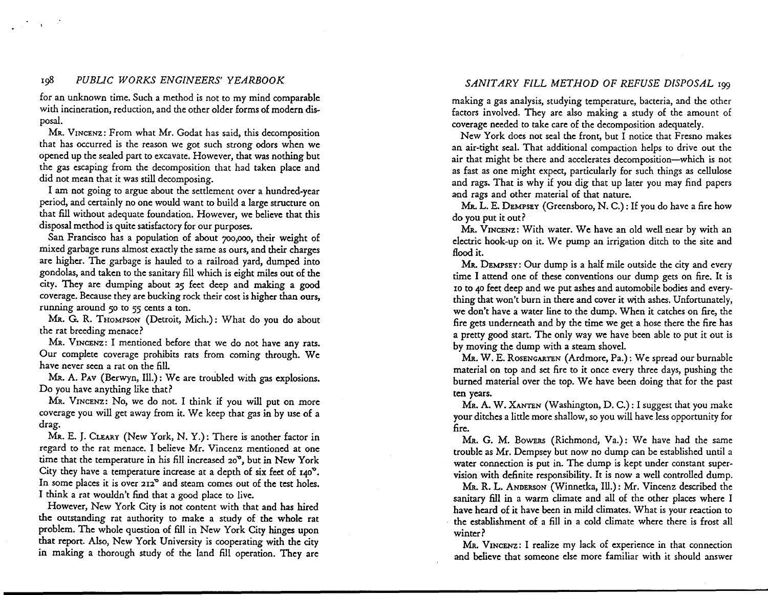for an unknown time. Such a method is not to my mind comparable with incineration, reduction, and the other older forms of modern disposal.

MR. VINCENZ: From what Mr. Godat has said, this decomposition that has occurred is the reason we got such strong odors when we opened up the sealed part to excavate. However, that was nothing but the gas escaping from the decomposition that had taken place and did not mean that it was still decomposing.

I am not going to argue about the settlement over a hundred-year period, and certainly no one would want to build a large structure on that fill without adequate foundation. However, we believe that this disposal method is quite satisfactory for our purposes.

San Francisco has a population of about 700,000, their weight of mixed garbage runs almost exactly the same as ours, and their charges are higher. The garbage is hauled to a railroad yard, dumped into gondolas, and taken to the sanitary fill which is eight miles out of the city. They are dumping about 25 feet deep and making a good coverage. Because they are bucking rock their cost is higher than ours, running around 50 to 55 cents a ton.

MR. G. R. THOMPSON (Detroit, Mich.): What do you do about the rat breeding menace?

MR. VINCENZ: I mentioned before that we do not have any rats. Our complete coverage prohibits rats from coming through. We have never seen a rat on the fill.

MR. A. PAV (Berwyn, Ill.): We are troubled with gas explosions. Do you have anything like that?

MR. VINCENZ: No, we do not. I think if you will put on more coverage you will get away from it. We keep that gas in by use of a drag.

MR. E. J. CLEARY (New York, N. Y.): There is another factor in regard to the rat menace. I believe Mr. Vincenz mentioned at one time that the temperature in his fill increased 20°, but in New York City they have a temperature increase at a depth of six feet of 140°. In some places it is over 212° and steam comes out of the test holes. I think a rat wouldn't find that a good place to live.

However, New York City is not content with that and has hired the outstanding rat authority to make a study of the whole rat problem. The whole question of fill in New York City hinges upon that report. Also, New York University is cooperating with the city in making a thorough study of the land fill operation. They are making a gas analysis, studying temperature, bacteria, and the other factors involved. They are also making a study of the amount of coverage needed to take care of the decomposition adequately.

New York does not seal the front, but I notice that Fresno makes an air-tight seal. That additional compaction helps to drive out the air that might be there and accelerates decomposition—which is not as fast as one might expect, particularly for such things as cellulose and rags. That is why if you dig that up later you may find papers and rags and other material of that nature.

MR. L. E. DEMPSEY (Greensboro, N. C.): If you do have a fire how do you put it out?

MR. VINCENZ: With water. We have an old well near by with an electric hook-up on it. We pump an irrigation ditch to the site and flood it.

MR. DEMPSEY: Our dump is a half mile outside the city and every time I attend one of these conventions our dump gets on fire. It is 10 to 40 feet deep and we put ashes and automobile bodies and everything that won't burn in there and cover it with ashes. Unfortunately, we don't have a water line to the dump. When it catches on fire, the fire gets underneath and by the time we get a hose there the fire has a pretty good start. The only way we have been able to put it out is by moving the dump with a steam shovel.

MR. W. E. ROSENGARTEN (Ardmore, Pa.): We spread our burnable material on top and set fire to it once every three days, pushing the burned material over the top. We have been doing that for the past ten years.

MR. A. W. XANTEN (Washington, D. C.): I suggest that you make your ditches a little more shallow, so you will have less opportunity for fire.

MR. G. M. BOWERS (Richmond, Va.): We have had the same trouble as Mr. Dempsey but now no dump can be established until a water connection is put in. The dump is kept under constant supervision with definite responsibility. It is now a well controlled dump.

MR. R. L. ANDERSON (Winnetka, Ill.): Mr. Vincenz described the sanitary fill in a warm climate and all of the other places where I have heard of it have been in mild climates. What is your reaction to the establishment of a fill in a cold climate where there is frost all winter?

MR. VINCENZ: I realize my lack of experience in that connection and believe that someone else more familiar with it should answer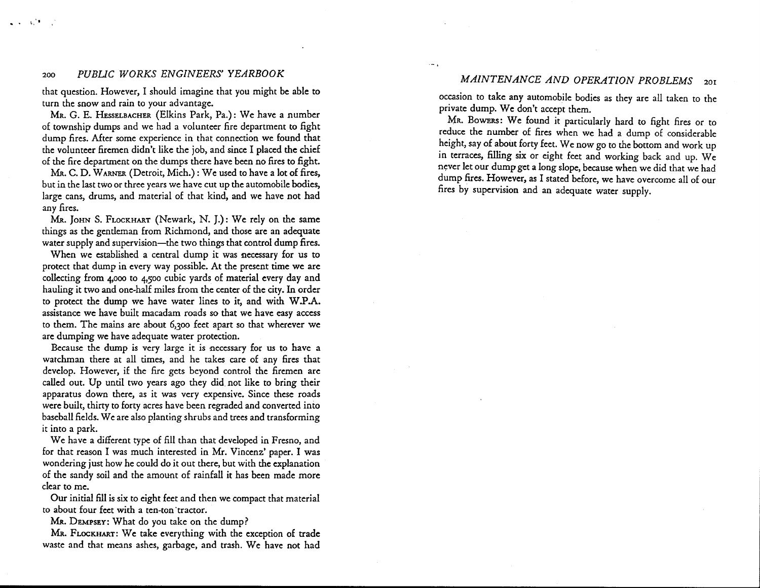that question. However, I should imagine that you might be able to turn the snow and rain to your advantage.

Mr. G. E. Hesselbacher (Elkins Park, Pa.): We have a number of township dumps and we had a volunteer fire department to fight dump fires. After some experience in that connection we found that the volunteer firemen didn't like the job, and since I placed the chief of the fire department on the dumps there have been no fires to fight.

Mr. C. D. Warner (Detroit, Mich.): We used to have a lot of fires, but in the last two or three years we have cut up the automobile bodies, large cans, drums, and material of that kind, and we have not had any fires.

Mr. John S. Flockhart (Newark, N. J.): We rely on the same things as the gentleman from Richmond, and those are an adequate water supply and supervision—the two things that control dump fires.

When we established a central dump it was necessary for us to protect that dump in every way possible. At the present time we are collecting from 4,000 to 4,500 cubic yards of material every day and hauling it two and one-half miles from the center of the city. In order to protect the dump we have water lines to it, and with W.P.A. assistance we have built macadam roads so that we have easy access to them. The mains are about 6,300 feet apart so that wherever we are dumping we have adequate water protection.

Because the dump is very large it is necessary for us to have a watchman there at all times, and he takes care of any fires that develop. However, if the fire gets beyond control the firemen are called out. Up until two years ago they did not like to bring their apparatus down there, as it was very expensive. Since these roads were built, thirty to forty acres have been regraded and converted into baseball fields. We are also planting shrubs and trees and transforming it into a park.

We have a different type of fill than that developed in Fresno, and for that reason I was much interested in Mr. Vincenz' paper. I was wondering just how he could do it out there, but with the explanation of the sandy soil and the amount of rainfall it has been made more clear to me.

Our initial fill is six to eight feet and then we compact that material to about four feet with a ten-ton tractor.

Mr. Dempsey: What do you take on the dump?

Mr. Flockhart: We take everything with the exception of trade waste and that means ashes, garbage, and trash. We have not had occasion to take any automobile bodies as they are all taken to the private dump. We don't accept them.

Mr. Bowers: We found it particularly hard to fight fires or to reduce the number of fires when we had a dump of considerable height, say of about forty feet. We now go to the bottom and work up in terraces, filling six or eight feet and working back and up. We never let our dump get a long slope, because when we did that we had dump fires. However, as I stated before, we have overcome all of our fires by supervision and an adequate water supply.